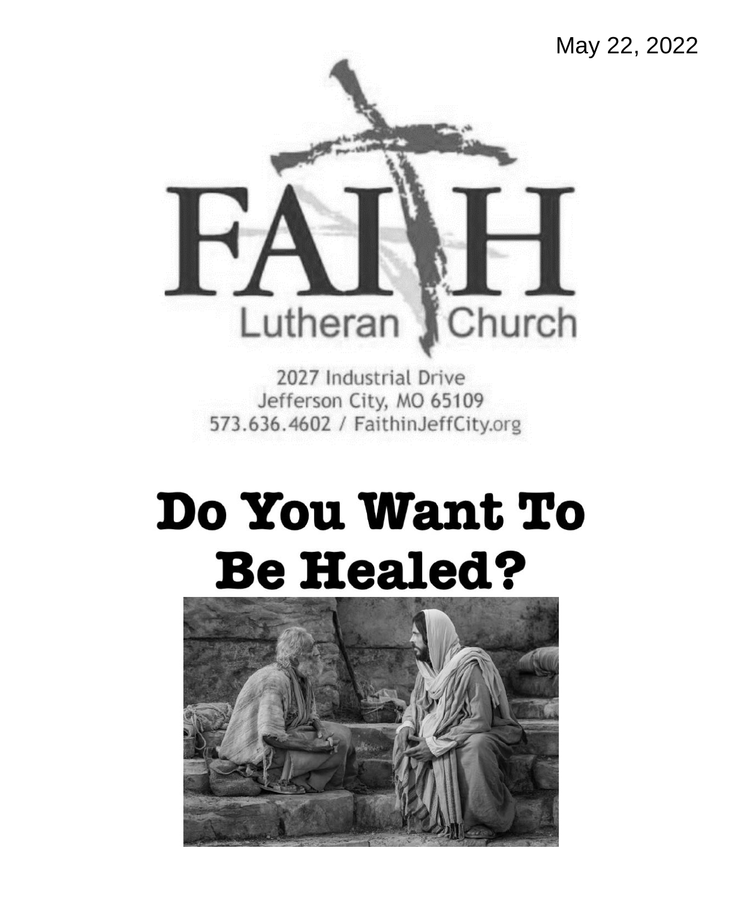May 22, 2022

# FAITH

Lutheran Church

2027 Industrial Drive
Jefferson City, MO 65109
573.636.4602 / FaithinJeffCity.org

# Do You Want To Be Healed?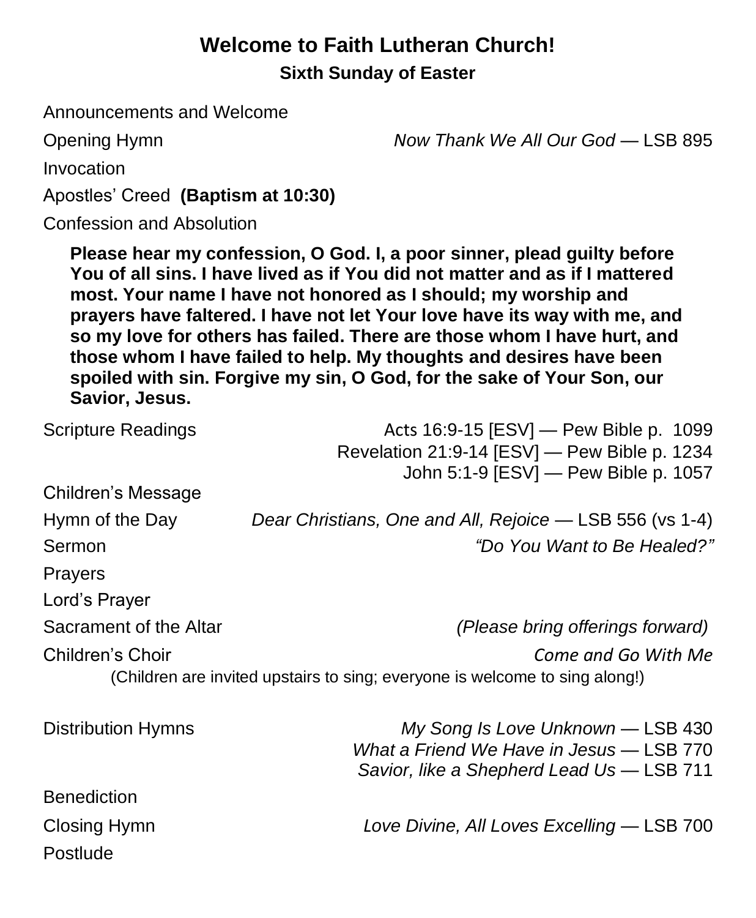# Welcome to Faith Lutheran Church!

## Sixth Sunday of Easter

Announcements and Welcome

Opening Hymn — *Now Thank We All Our God* — LSB 895

Invocation

Apostles' Creed **(Baptism at 10:30)**

Confession and Absolution

> **Please hear my confession, O God. I, a poor sinner, plead guilty before You of all sins. I have lived as if You did not matter and as if I mattered most. Your name I have not honored as I should; my worship and prayers have faltered. I have not let Your love have its way with me, and so my love for others has failed. There are those whom I have hurt, and those whom I have failed to help. My thoughts and desires have been spoiled with sin. Forgive my sin, O God, for the sake of Your Son, our Savior, Jesus.**

Scripture Readings — Acts 16:9-15 [ESV] — Pew Bible p. 1099
Revelation 21:9-14 [ESV] — Pew Bible p. 1234
John 5:1-9 [ESV] — Pew Bible p. 1057

Children's Message

Hymn of the Day — *Dear Christians, One and All, Rejoice* — LSB 556 (vs 1-4)

Sermon — *"Do You Want to Be Healed?"*

Prayers

Lord's Prayer

Sacrament of the Altar — *(Please bring offerings forward)*

Children's Choir — *Come and Go With Me*

(Children are invited upstairs to sing; everyone is welcome to sing along!)

Distribution Hymns — *My Song Is Love Unknown* — LSB 430
*What a Friend We Have in Jesus* — LSB 770
*Savior, like a Shepherd Lead Us* — LSB 711

Benediction

Closing Hymn — *Love Divine, All Loves Excelling* — LSB 700

Postlude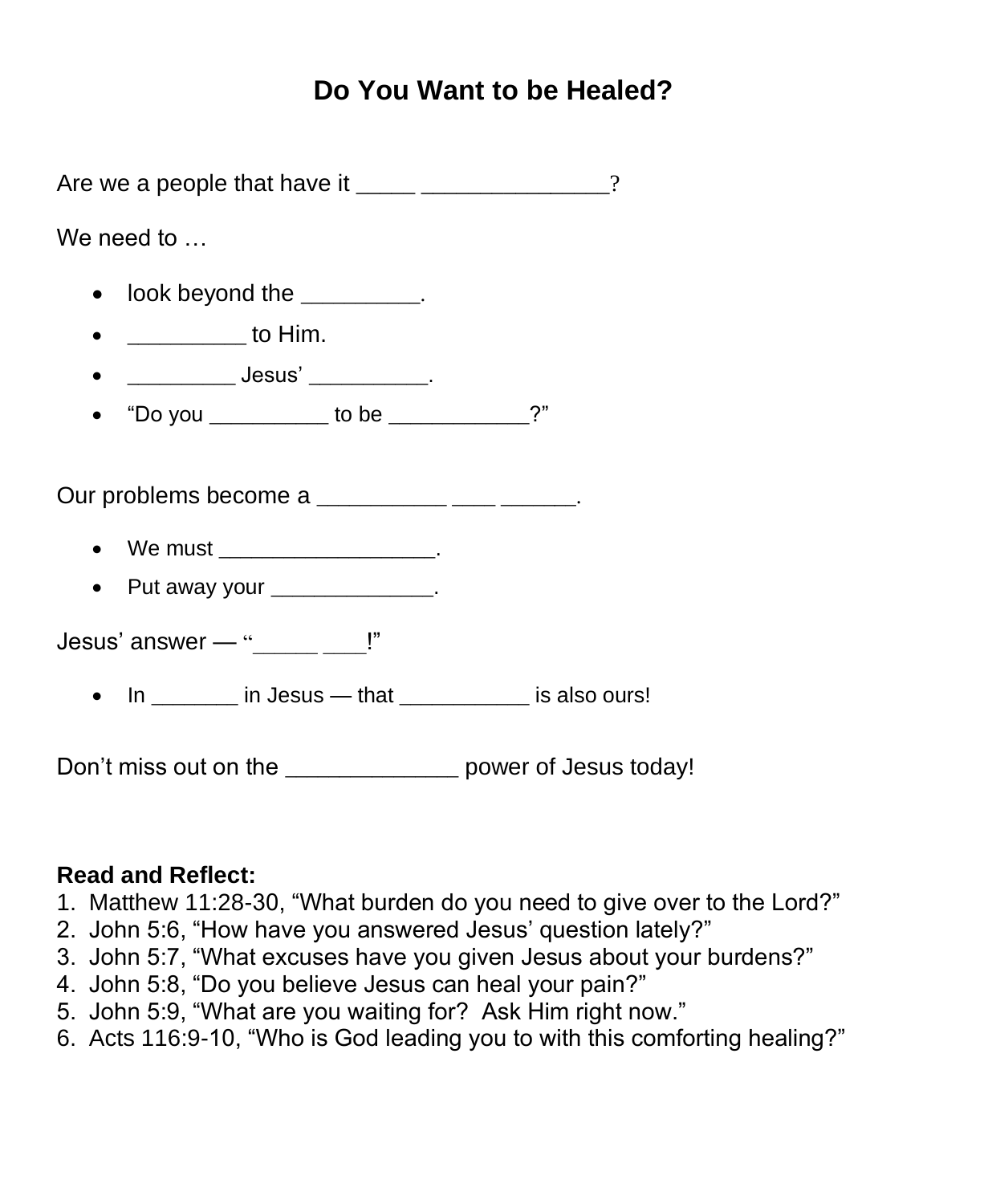# Do You Want to be Healed?

Are we a people that have it ____ ______________?

We need to …

- look beyond the _________.
- _________ to Him.
- _________ Jesus' __________.
- "Do you __________ to be ___________?"

Our problems become a __________ ___ ______.

- We must __________________.
- Put away your _____________.

Jesus' answer — "_____ ___!"

- In _______ in Jesus — that ___________ is also ours!

Don't miss out on the _____________ power of Jesus today!

**Read and Reflect:**

1. Matthew 11:28-30, "What burden do you need to give over to the Lord?"
2. John 5:6, "How have you answered Jesus' question lately?"
3. John 5:7, "What excuses have you given Jesus about your burdens?"
4. John 5:8, "Do you believe Jesus can heal your pain?"
5. John 5:9, "What are you waiting for? Ask Him right now."
6. Acts 116:9-10, "Who is God leading you to with this comforting healing?"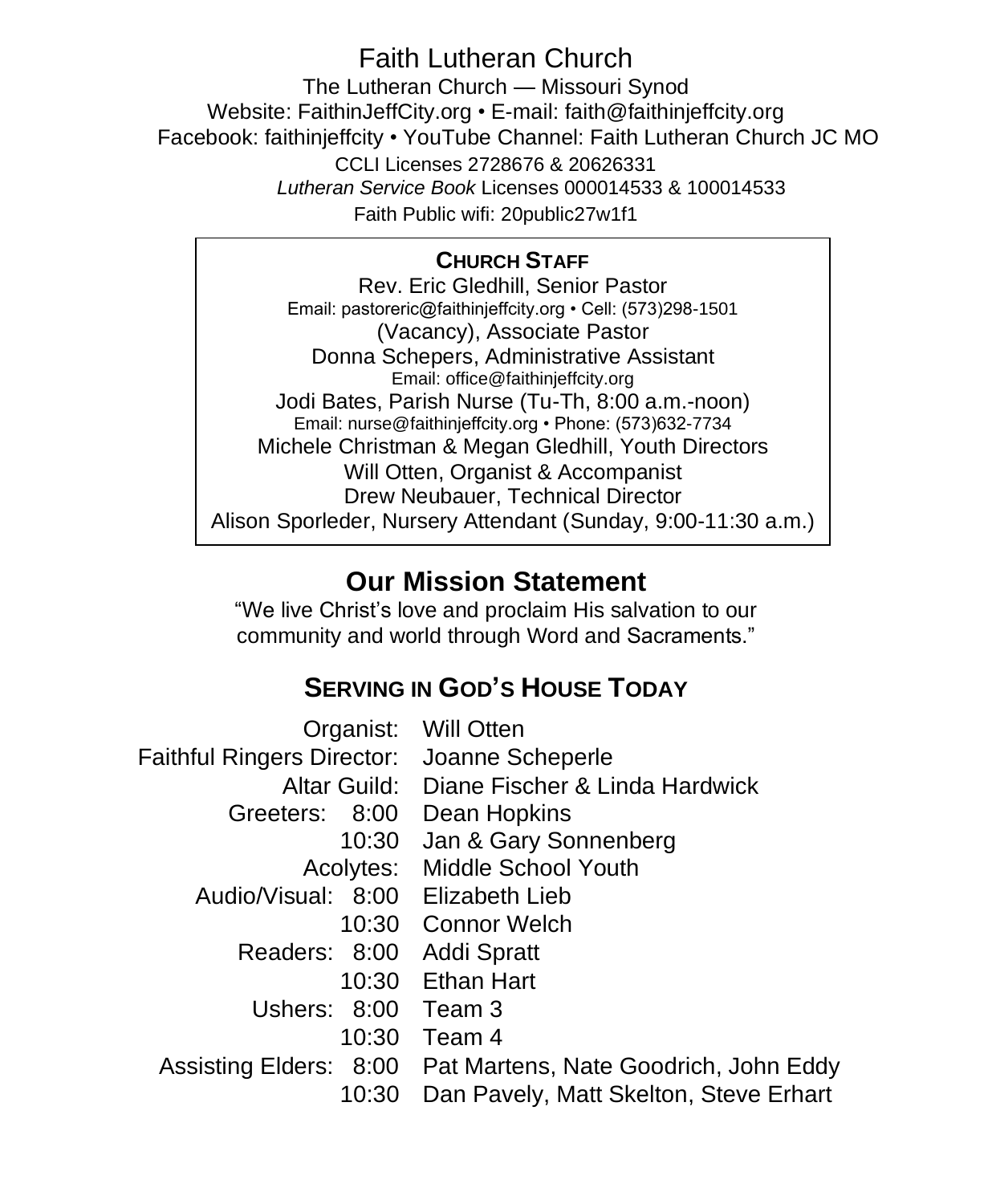# Faith Lutheran Church

The Lutheran Church — Missouri Synod
Website: FaithinJeffCity.org • E-mail: faith@faithinjeffcity.org
Facebook: faithinjeffcity • YouTube Channel: Faith Lutheran Church JC MO
CCLI Licenses 2728676 & 20626331
*Lutheran Service Book* Licenses 000014533 & 100014533
Faith Public wifi: 20public27w1f1

**CHURCH STAFF**

Rev. Eric Gledhill, Senior Pastor
Email: pastoreric@faithinjeffcity.org • Cell: (573)298-1501
(Vacancy), Associate Pastor
Donna Schepers, Administrative Assistant
Email: office@faithinjeffcity.org
Jodi Bates, Parish Nurse (Tu-Th, 8:00 a.m.-noon)
Email: nurse@faithinjeffcity.org • Phone: (573)632-7734
Michele Christman & Megan Gledhill, Youth Directors
Will Otten, Organist & Accompanist
Drew Neubauer, Technical Director
Alison Sporleder, Nursery Attendant (Sunday, 9:00-11:30 a.m.)

## Our Mission Statement

"We live Christ's love and proclaim His salvation to our community and world through Word and Sacraments."

## SERVING IN GOD'S HOUSE TODAY

| Role | Service | Name(s) |
|---|---|---|
| Organist: | | Will Otten |
| Faithful Ringers Director: | | Joanne Scheperle |
| Altar Guild: | | Diane Fischer & Linda Hardwick |
| Greeters: | 8:00 | Dean Hopkins |
| | 10:30 | Jan & Gary Sonnenberg |
| Acolytes: | | Middle School Youth |
| Audio/Visual: | 8:00 | Elizabeth Lieb |
| | 10:30 | Connor Welch |
| Readers: | 8:00 | Addi Spratt |
| | 10:30 | Ethan Hart |
| Ushers: | 8:00 | Team 3 |
| | 10:30 | Team 4 |
| Assisting Elders: | 8:00 | Pat Martens, Nate Goodrich, John Eddy |
| | 10:30 | Dan Pavely, Matt Skelton, Steve Erhart |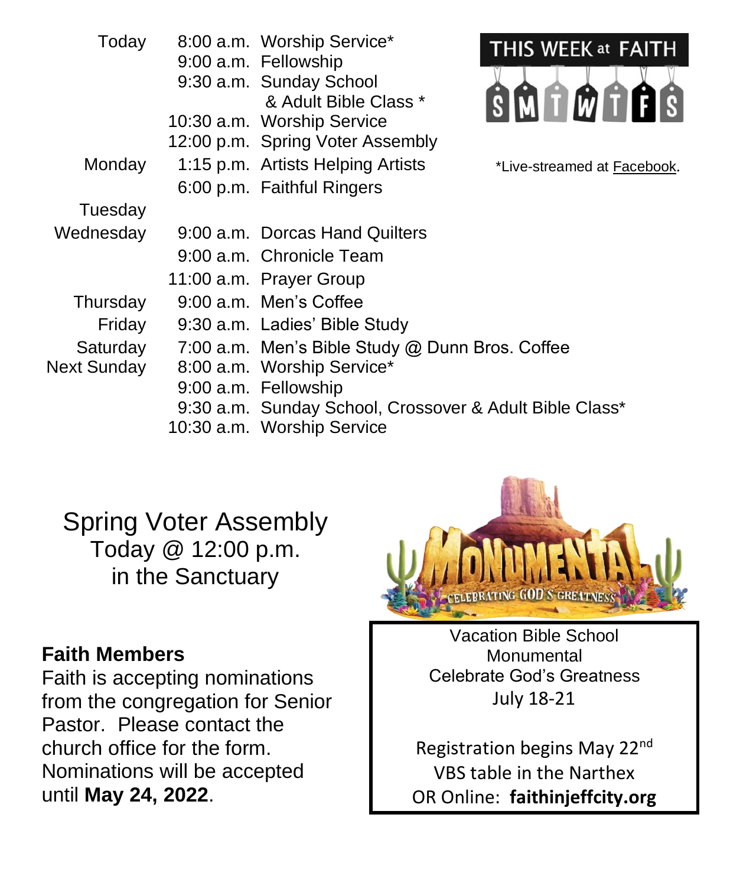## THIS WEEK at FAITH

| | | |
|---|---|---|
| Today | 8:00 a.m. | Worship Service* |
| | 9:00 a.m. | Fellowship |
| | 9:30 a.m. | Sunday School & Adult Bible Class * |
| | 10:30 a.m. | Worship Service |
| | 12:00 p.m. | Spring Voter Assembly |
| Monday | 1:15 p.m. | Artists Helping Artists |
| | 6:00 p.m. | Faithful Ringers |
| Tuesday | | |
| Wednesday | 9:00 a.m. | Dorcas Hand Quilters |
| | 9:00 a.m. | Chronicle Team |
| | 11:00 a.m. | Prayer Group |
| Thursday | 9:00 a.m. | Men's Coffee |
| Friday | 9:30 a.m. | Ladies' Bible Study |
| Saturday | 7:00 a.m. | Men's Bible Study @ Dunn Bros. Coffee |
| Next Sunday | 8:00 a.m. | Worship Service* |
| | 9:00 a.m. | Fellowship |
| | 9:30 a.m. | Sunday School, Crossover & Adult Bible Class* |
| | 10:30 a.m. | Worship Service |

*Live-streamed at Facebook.

## Spring Voter Assembly
Today @ 12:00 p.m.
in the Sanctuary

**Faith Members**
Faith is accepting nominations from the congregation for Senior Pastor. Please contact the church office for the form. Nominations will be accepted until **May 24, 2022**.

MONUMENTAL
CELEBRATING GOD'S GREATNESS

Vacation Bible School
Monumental
Celebrate God's Greatness
July 18-21

Registration begins May 22nd
VBS table in the Narthex
OR Online: **faithinjeffcity.org**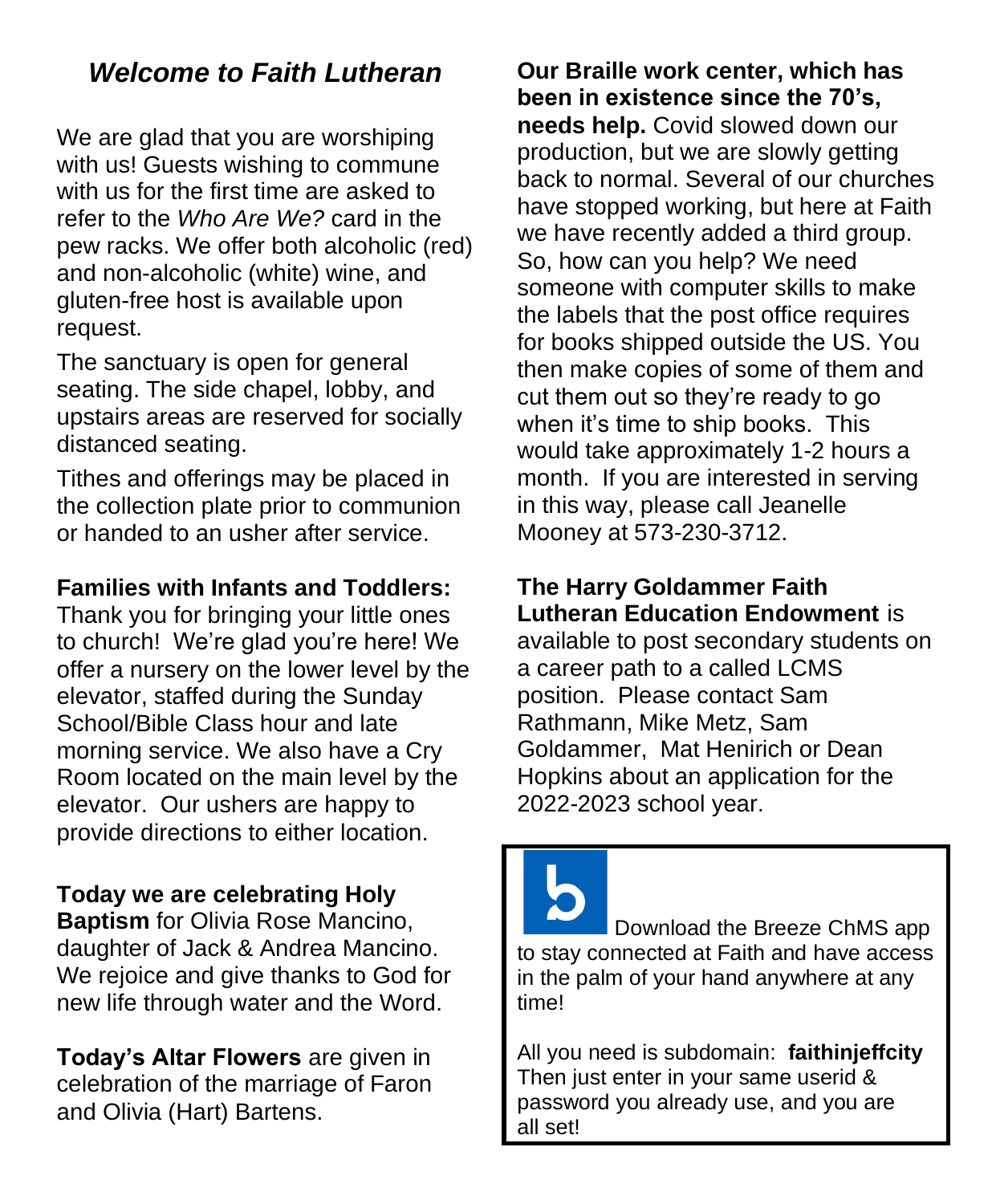## *Welcome to Faith Lutheran*

We are glad that you are worshiping with us! Guests wishing to commune with us for the first time are asked to refer to the *Who Are We?* card in the pew racks. We offer both alcoholic (red) and non-alcoholic (white) wine, and gluten-free host is available upon request.

The sanctuary is open for general seating. The side chapel, lobby, and upstairs areas are reserved for socially distanced seating.

Tithes and offerings may be placed in the collection plate prior to communion or handed to an usher after service.

**Families with Infants and Toddlers:** Thank you for bringing your little ones to church! We're glad you're here! We offer a nursery on the lower level by the elevator, staffed during the Sunday School/Bible Class hour and late morning service. We also have a Cry Room located on the main level by the elevator. Our ushers are happy to provide directions to either location.

**Today we are celebrating Holy Baptism** for Olivia Rose Mancino, daughter of Jack & Andrea Mancino. We rejoice and give thanks to God for new life through water and the Word.

**Today's Altar Flowers** are given in celebration of the marriage of Faron and Olivia (Hart) Bartens.

**Our Braille work center, which has been in existence since the 70's, needs help.** Covid slowed down our production, but we are slowly getting back to normal. Several of our churches have stopped working, but here at Faith we have recently added a third group. So, how can you help? We need someone with computer skills to make the labels that the post office requires for books shipped outside the US. You then make copies of some of them and cut them out so they're ready to go when it's time to ship books. This would take approximately 1-2 hours a month. If you are interested in serving in this way, please call Jeanelle Mooney at 573-230-3712.

**The Harry Goldammer Faith Lutheran Education Endowment** is available to post secondary students on a career path to a called LCMS position. Please contact Sam Rathmann, Mike Metz, Sam Goldammer, Mat Henirich or Dean Hopkins about an application for the 2022-2023 school year.

Download the Breeze ChMS app to stay connected at Faith and have access in the palm of your hand anywhere at any time!

All you need is subdomain: **faithinjeffcity**
Then just enter in your same userid & password you already use, and you are all set!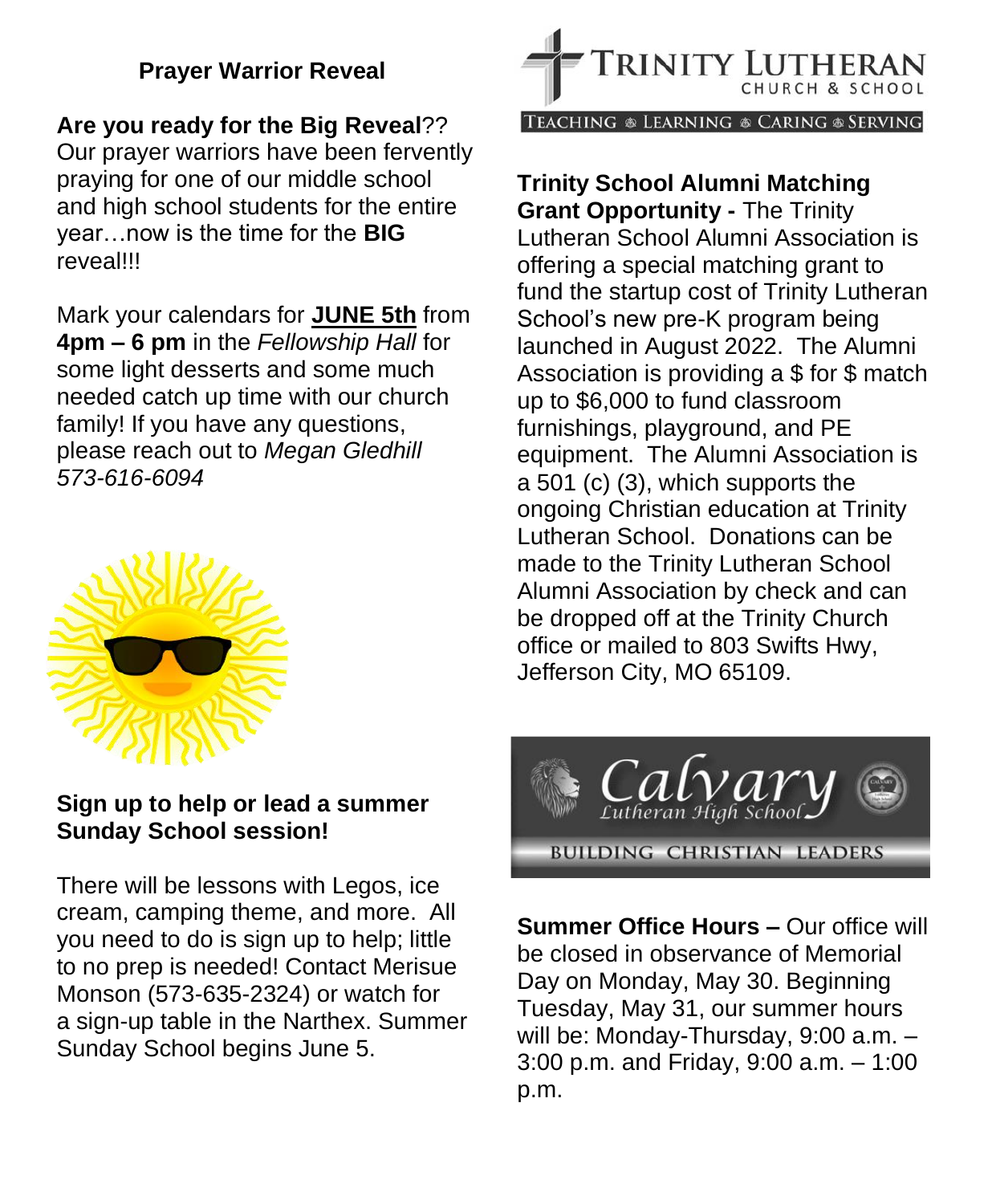## Prayer Warrior Reveal

**Are you ready for the Big Reveal**?? Our prayer warriors have been fervently praying for one of our middle school and high school students for the entire year…now is the time for the **BIG** reveal!!!

Mark your calendars for **JUNE 5th** from **4pm – 6 pm** in the *Fellowship Hall* for some light desserts and some much needed catch up time with our church family! If you have any questions, please reach out to *Megan Gledhill 573-616-6094*

**Sign up to help or lead a summer Sunday School session!**

There will be lessons with Legos, ice cream, camping theme, and more. All you need to do is sign up to help; little to no prep is needed! Contact Merisue Monson (573-635-2324) or watch for a sign-up table in the Narthex. Summer Sunday School begins June 5.

TRINITY LUTHERAN CHURCH & SCHOOL

TEACHING ⚘ LEARNING ⚘ CARING ⚘ SERVING

**Trinity School Alumni Matching Grant Opportunity -** The Trinity Lutheran School Alumni Association is offering a special matching grant to fund the startup cost of Trinity Lutheran School's new pre-K program being launched in August 2022. The Alumni Association is providing a $ for $ match up to $6,000 to fund classroom furnishings, playground, and PE equipment. The Alumni Association is a 501 (c) (3), which supports the ongoing Christian education at Trinity Lutheran School. Donations can be made to the Trinity Lutheran School Alumni Association by check and can be dropped off at the Trinity Church office or mailed to 803 Swifts Hwy, Jefferson City, MO 65109.

Calvary Lutheran High School

BUILDING CHRISTIAN LEADERS

**Summer Office Hours –** Our office will be closed in observance of Memorial Day on Monday, May 30. Beginning Tuesday, May 31, our summer hours will be: Monday-Thursday, 9:00 a.m. – 3:00 p.m. and Friday, 9:00 a.m. – 1:00 p.m.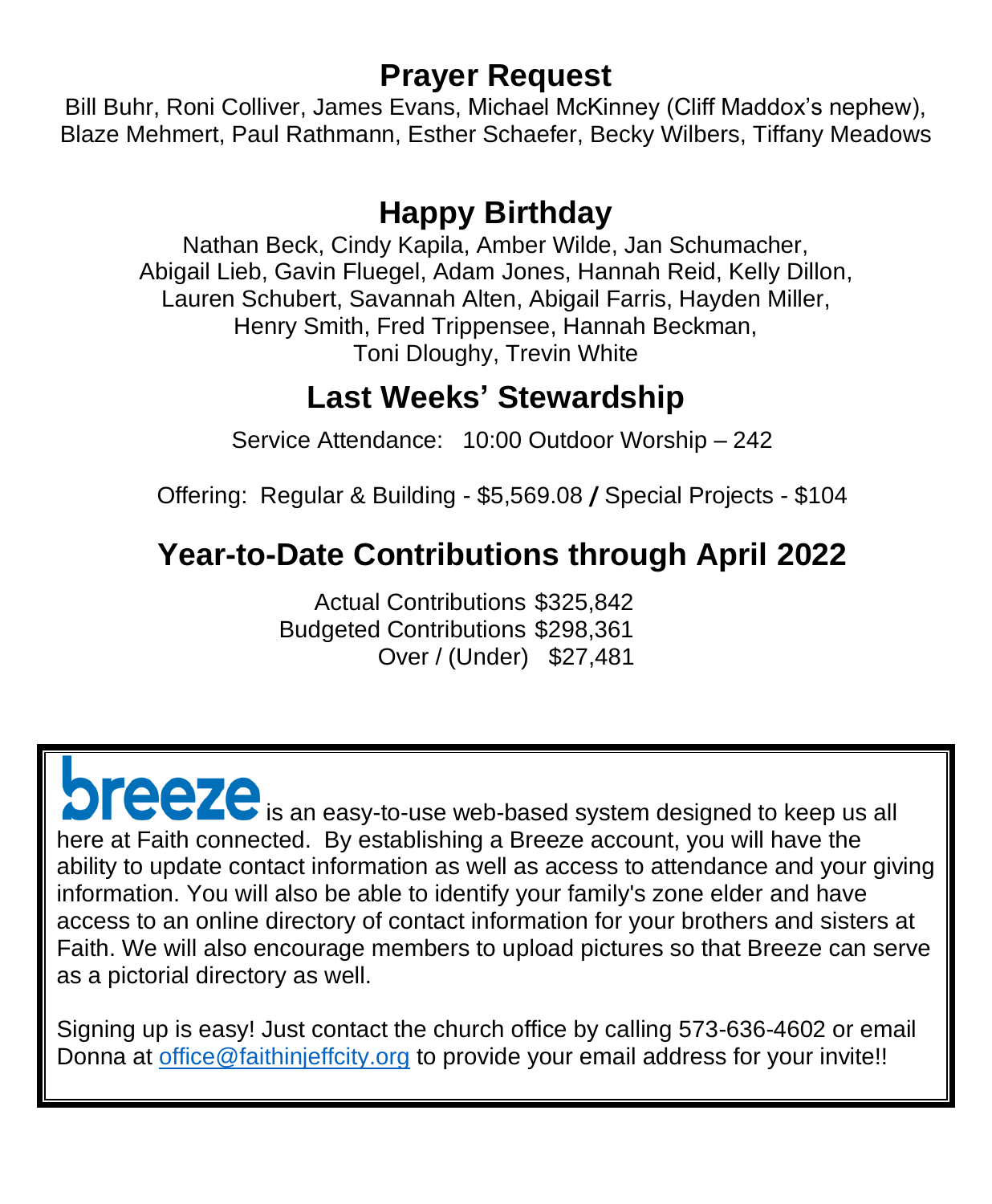## Prayer Request

Bill Buhr, Roni Colliver, James Evans, Michael McKinney (Cliff Maddox's nephew), Blaze Mehmert, Paul Rathmann, Esther Schaefer, Becky Wilbers, Tiffany Meadows

## Happy Birthday

Nathan Beck, Cindy Kapila, Amber Wilde, Jan Schumacher, Abigail Lieb, Gavin Fluegel, Adam Jones, Hannah Reid, Kelly Dillon, Lauren Schubert, Savannah Alten, Abigail Farris, Hayden Miller, Henry Smith, Fred Trippensee, Hannah Beckman, Toni Dloughy, Trevin White

## Last Weeks' Stewardship

Service Attendance: 10:00 Outdoor Worship – 242

Offering: Regular & Building - $5,569.08 / Special Projects - $104

## Year-to-Date Contributions through April 2022

| | |
|---|---|
| Actual Contributions | $325,842 |
| Budgeted Contributions | $298,361 |
| Over / (Under) | $27,481 |

**breeze** is an easy-to-use web-based system designed to keep us all here at Faith connected. By establishing a Breeze account, you will have the ability to update contact information as well as access to attendance and your giving information. You will also be able to identify your family's zone elder and have access to an online directory of contact information for your brothers and sisters at Faith. We will also encourage members to upload pictures so that Breeze can serve as a pictorial directory as well.

Signing up is easy! Just contact the church office by calling 573-636-4602 or email Donna at office@faithinjeffcity.org to provide your email address for your invite!!